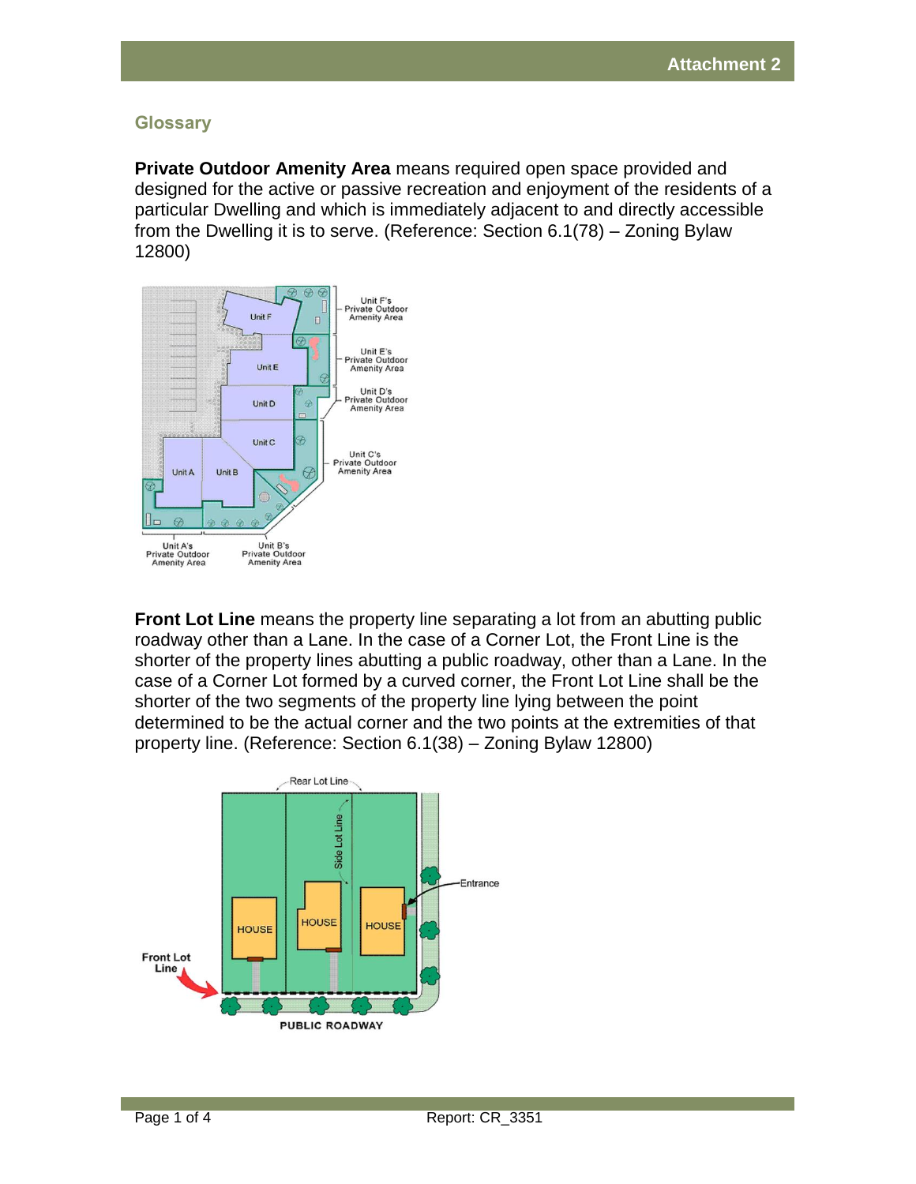## Glossary

**Private Outdoor Amenity Area** means required open space provided and designed for the active or passive recreation and enjoyment of the residents of a particular Dwelling and which is immediately adjacent to and directly accessible from the Dwelling it is to serve. (Reference: Section 6.1(78) – Zoning Bylaw 12800)

**Front Lot Line** means the property line separating a lot from an abutting public roadway other than a Lane. In the case of a Corner Lot, the Front Line is the shorter of the property lines abutting a public roadway, other than a Lane. In the case of a Corner Lot formed by a curved corner, the Front Lot Line shall be the shorter of the two segments of the property line lying between the point determined to be the actual corner and the two points at the extremities of that property line. (Reference: Section 6.1(38) – Zoning Bylaw 12800)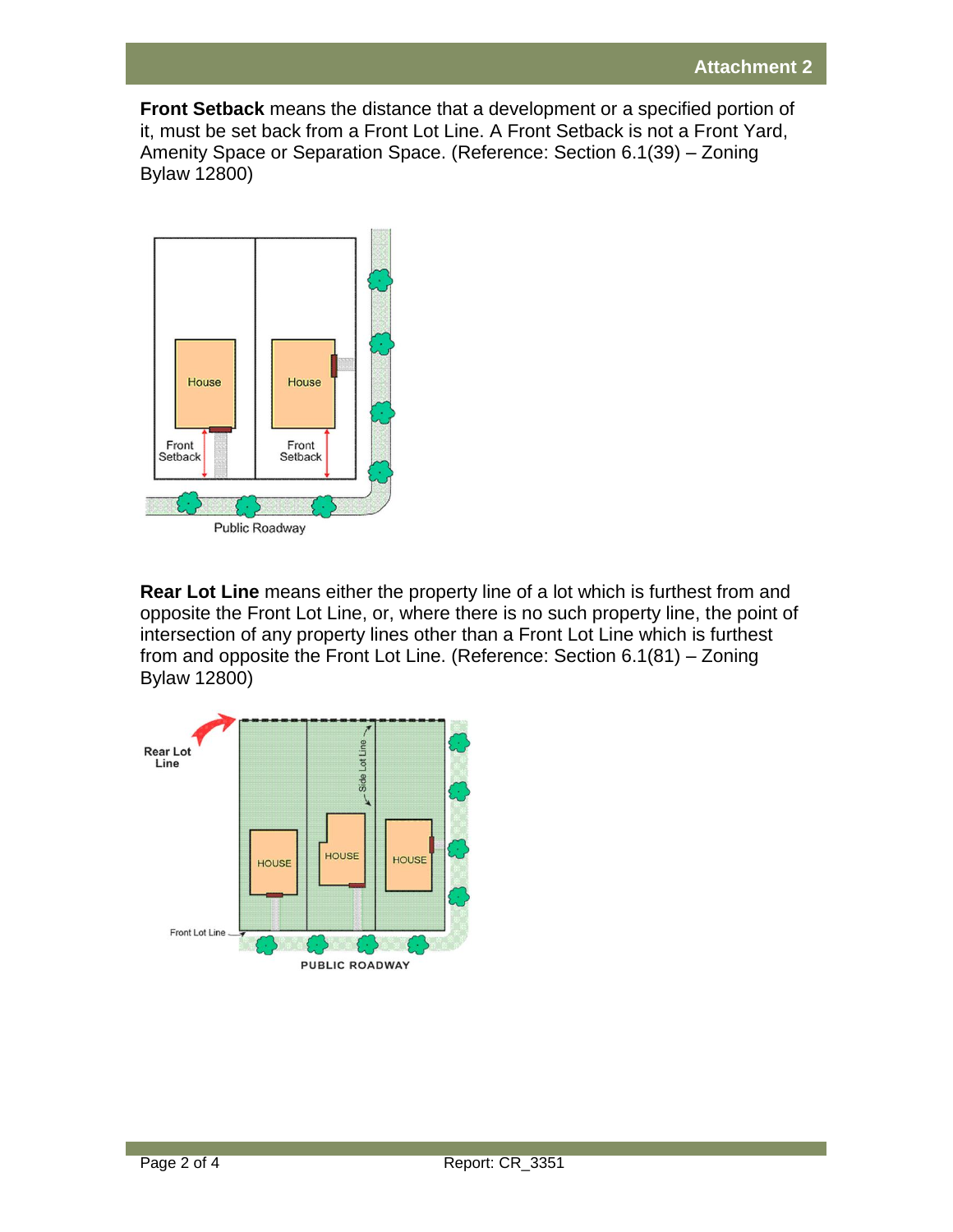**Front Setback** means the distance that a development or a specified portion of it, must be set back from a Front Lot Line. A Front Setback is not a Front Yard, Amenity Space or Separation Space. (Reference: Section 6.1(39) – Zoning Bylaw 12800)

**Rear Lot Line** means either the property line of a lot which is furthest from and opposite the Front Lot Line, or, where there is no such property line, the point of intersection of any property lines other than a Front Lot Line which is furthest from and opposite the Front Lot Line. (Reference: Section 6.1(81) – Zoning Bylaw 12800)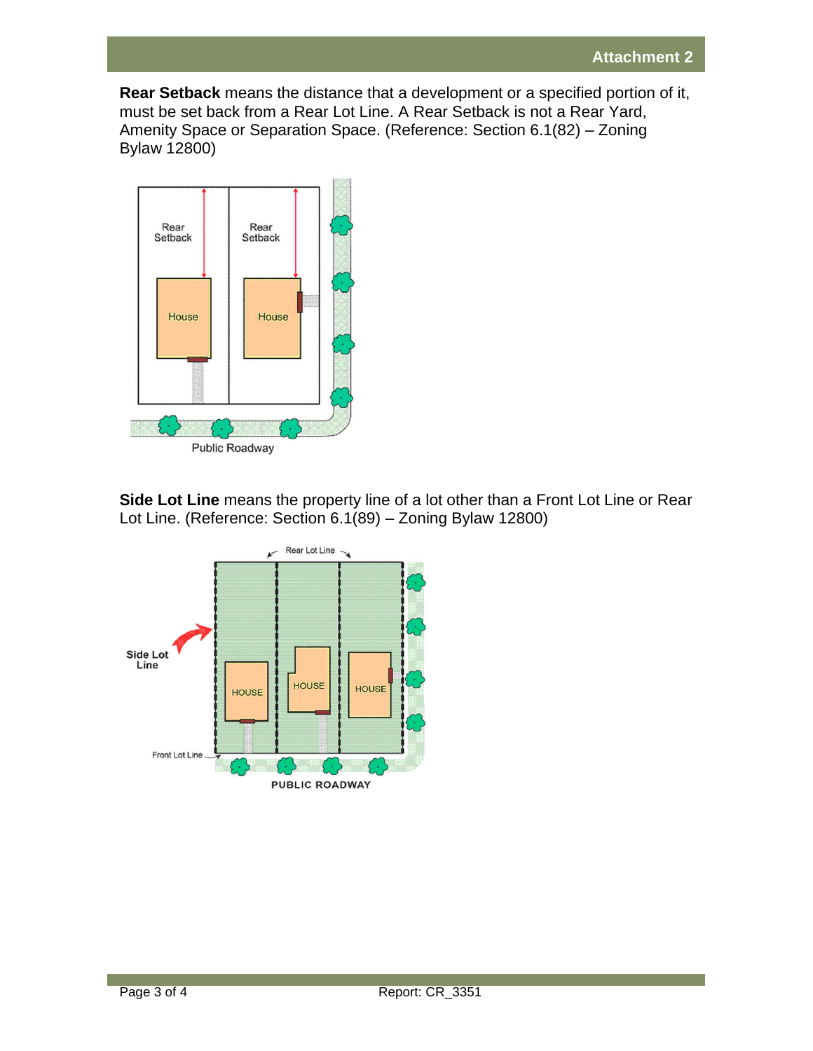**Rear Setback** means the distance that a development or a specified portion of it, must be set back from a Rear Lot Line. A Rear Setback is not a Rear Yard, Amenity Space or Separation Space. (Reference: Section 6.1(82) – Zoning Bylaw 12800)

**Side Lot Line** means the property line of a lot other than a Front Lot Line or Rear Lot Line. (Reference: Section 6.1(89) – Zoning Bylaw 12800)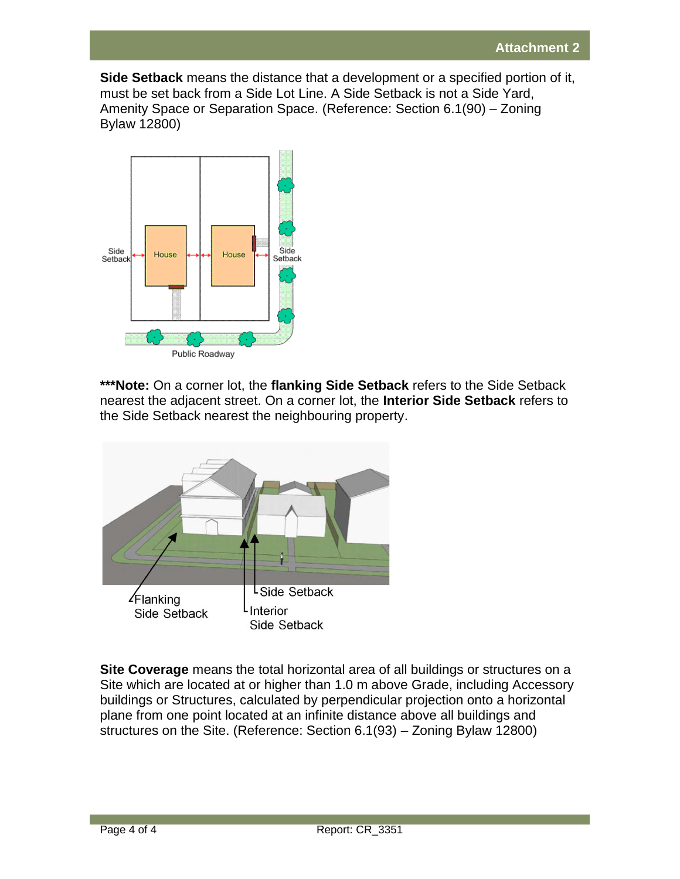**Side Setback** means the distance that a development or a specified portion of it, must be set back from a Side Lot Line. A Side Setback is not a Side Yard, Amenity Space or Separation Space. (Reference: Section 6.1(90) – Zoning Bylaw 12800)

Side Setback

House

House

Side Setback

Public Roadway

*****Note:** On a corner lot, the **flanking Side Setback** refers to the Side Setback nearest the adjacent street. On a corner lot, the **Interior Side Setback** refers to the Side Setback nearest the neighbouring property.

Flanking Side Setback

Side Setback

Interior Side Setback

**Site Coverage** means the total horizontal area of all buildings or structures on a Site which are located at or higher than 1.0 m above Grade, including Accessory buildings or Structures, calculated by perpendicular projection onto a horizontal plane from one point located at an infinite distance above all buildings and structures on the Site. (Reference: Section 6.1(93) – Zoning Bylaw 12800)